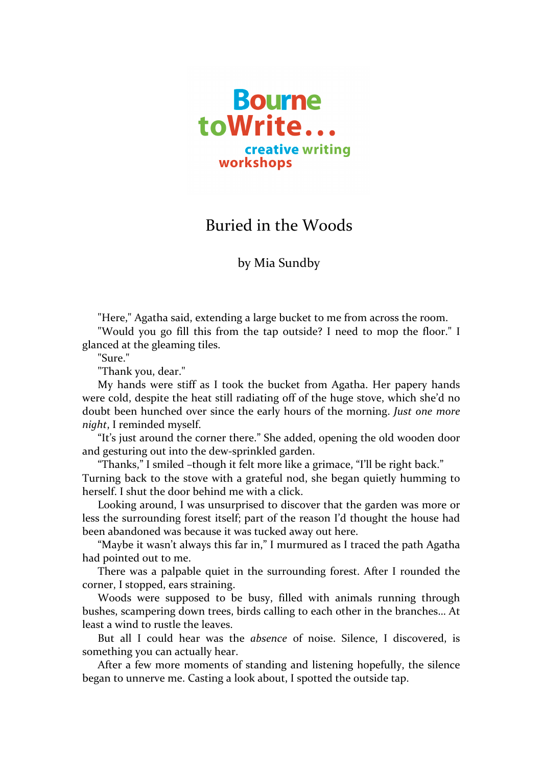Bourne toWrite...
creative writing workshops

# Buried in the Woods

by Mia Sundby

"Here," Agatha said, extending a large bucket to me from across the room.

"Would you go fill this from the tap outside? I need to mop the floor." I glanced at the gleaming tiles.

"Sure."

"Thank you, dear."

My hands were stiff as I took the bucket from Agatha. Her papery hands were cold, despite the heat still radiating off of the huge stove, which she'd no doubt been hunched over since the early hours of the morning. *Just one more night*, I reminded myself.

"It's just around the corner there." She added, opening the old wooden door and gesturing out into the dew-sprinkled garden.

"Thanks," I smiled –though it felt more like a grimace, "I'll be right back." Turning back to the stove with a grateful nod, she began quietly humming to herself. I shut the door behind me with a click.

Looking around, I was unsurprised to discover that the garden was more or less the surrounding forest itself; part of the reason I'd thought the house had been abandoned was because it was tucked away out here.

"Maybe it wasn't always this far in," I murmured as I traced the path Agatha had pointed out to me.

There was a palpable quiet in the surrounding forest. After I rounded the corner, I stopped, ears straining.

Woods were supposed to be busy, filled with animals running through bushes, scampering down trees, birds calling to each other in the branches... At least a wind to rustle the leaves.

But all I could hear was the *absence* of noise. Silence, I discovered, is something you can actually hear.

After a few more moments of standing and listening hopefully, the silence began to unnerve me. Casting a look about, I spotted the outside tap.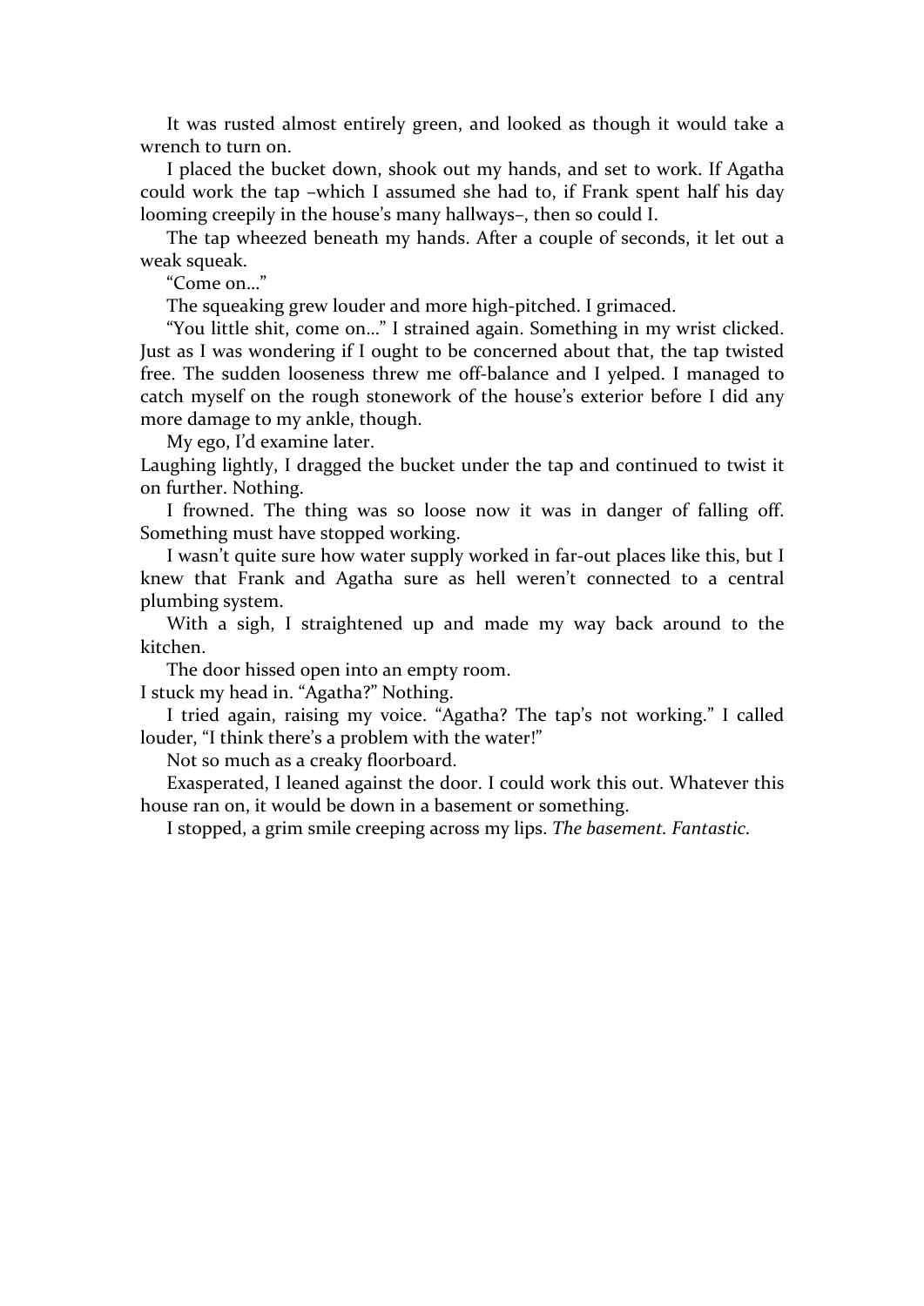It was rusted almost entirely green, and looked as though it would take a wrench to turn on.

I placed the bucket down, shook out my hands, and set to work. If Agatha could work the tap –which I assumed she had to, if Frank spent half his day looming creepily in the house's many hallways–, then so could I.

The tap wheezed beneath my hands. After a couple of seconds, it let out a weak squeak.

"Come on..."

The squeaking grew louder and more high-pitched. I grimaced.

"You little shit, come on..." I strained again. Something in my wrist clicked. Just as I was wondering if I ought to be concerned about that, the tap twisted free. The sudden looseness threw me off-balance and I yelped. I managed to catch myself on the rough stonework of the house's exterior before I did any more damage to my ankle, though.

My ego, I'd examine later.

Laughing lightly, I dragged the bucket under the tap and continued to twist it on further. Nothing.

I frowned. The thing was so loose now it was in danger of falling off. Something must have stopped working.

I wasn't quite sure how water supply worked in far-out places like this, but I knew that Frank and Agatha sure as hell weren't connected to a central plumbing system.

With a sigh, I straightened up and made my way back around to the kitchen.

The door hissed open into an empty room.

I stuck my head in. "Agatha?" Nothing.

I tried again, raising my voice. "Agatha? The tap's not working." I called louder, "I think there's a problem with the water!"

Not so much as a creaky floorboard.

Exasperated, I leaned against the door. I could work this out. Whatever this house ran on, it would be down in a basement or something.

I stopped, a grim smile creeping across my lips. *The basement. Fantastic.*